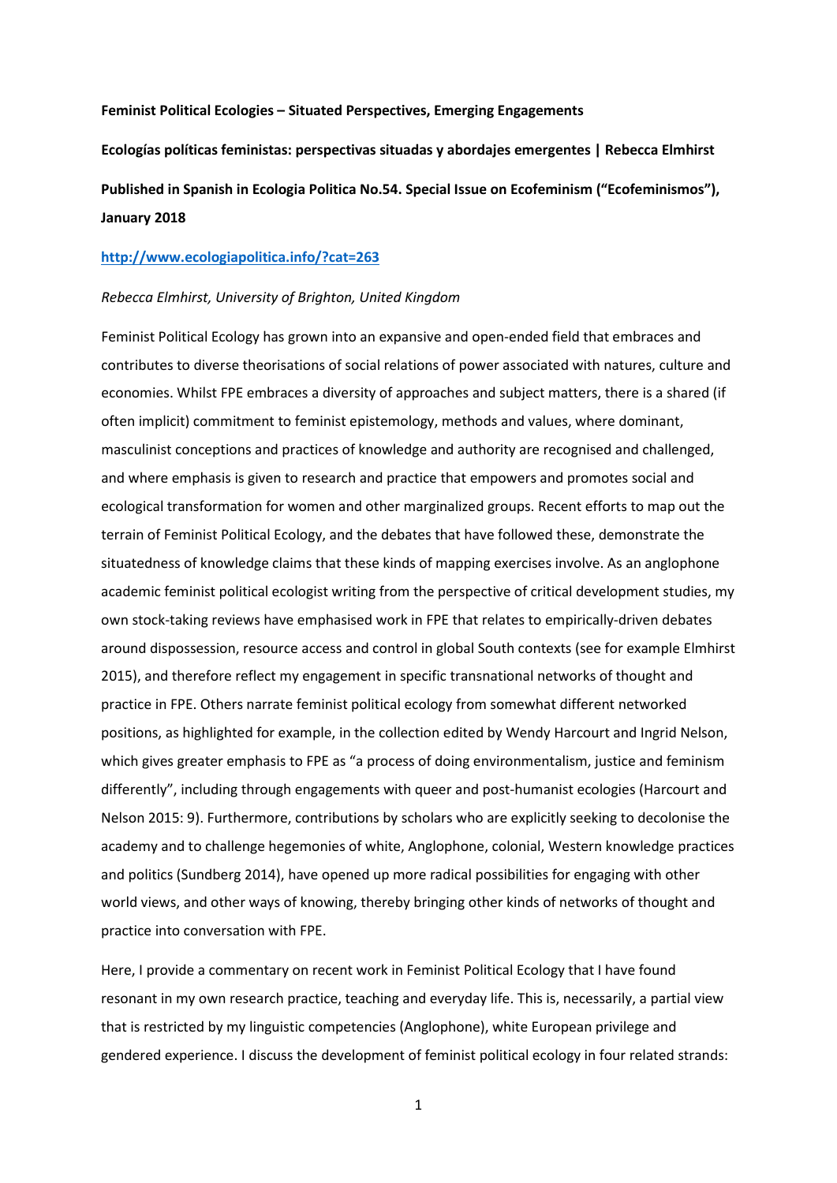**Feminist Political Ecologies – Situated Perspectives, Emerging Engagements**

**Ecologías políticas feministas: perspectivas situadas y abordajes emergentes | Rebecca Elmhirst**

**Published in Spanish in Ecologia Politica No.54. Special Issue on Ecofeminism ("Ecofeminismos"), January 2018**

**http://www.ecologiapolitica.info/?cat=263**

*Rebecca Elmhirst, University of Brighton, United Kingdom*

Feminist Political Ecology has grown into an expansive and open-ended field that embraces and contributes to diverse theorisations of social relations of power associated with natures, culture and economies. Whilst FPE embraces a diversity of approaches and subject matters, there is a shared (if often implicit) commitment to feminist epistemology, methods and values, where dominant, masculinist conceptions and practices of knowledge and authority are recognised and challenged, and where emphasis is given to research and practice that empowers and promotes social and ecological transformation for women and other marginalized groups. Recent efforts to map out the terrain of Feminist Political Ecology, and the debates that have followed these, demonstrate the situatedness of knowledge claims that these kinds of mapping exercises involve. As an anglophone academic feminist political ecologist writing from the perspective of critical development studies, my own stock-taking reviews have emphasised work in FPE that relates to empirically-driven debates around dispossession, resource access and control in global South contexts (see for example Elmhirst 2015), and therefore reflect my engagement in specific transnational networks of thought and practice in FPE. Others narrate feminist political ecology from somewhat different networked positions, as highlighted for example, in the collection edited by Wendy Harcourt and Ingrid Nelson, which gives greater emphasis to FPE as "a process of doing environmentalism, justice and feminism differently", including through engagements with queer and post-humanist ecologies (Harcourt and Nelson 2015: 9). Furthermore, contributions by scholars who are explicitly seeking to decolonise the academy and to challenge hegemonies of white, Anglophone, colonial, Western knowledge practices and politics (Sundberg 2014), have opened up more radical possibilities for engaging with other world views, and other ways of knowing, thereby bringing other kinds of networks of thought and practice into conversation with FPE.

Here, I provide a commentary on recent work in Feminist Political Ecology that I have found resonant in my own research practice, teaching and everyday life. This is, necessarily, a partial view that is restricted by my linguistic competencies (Anglophone), white European privilege and gendered experience. I discuss the development of feminist political ecology in four related strands: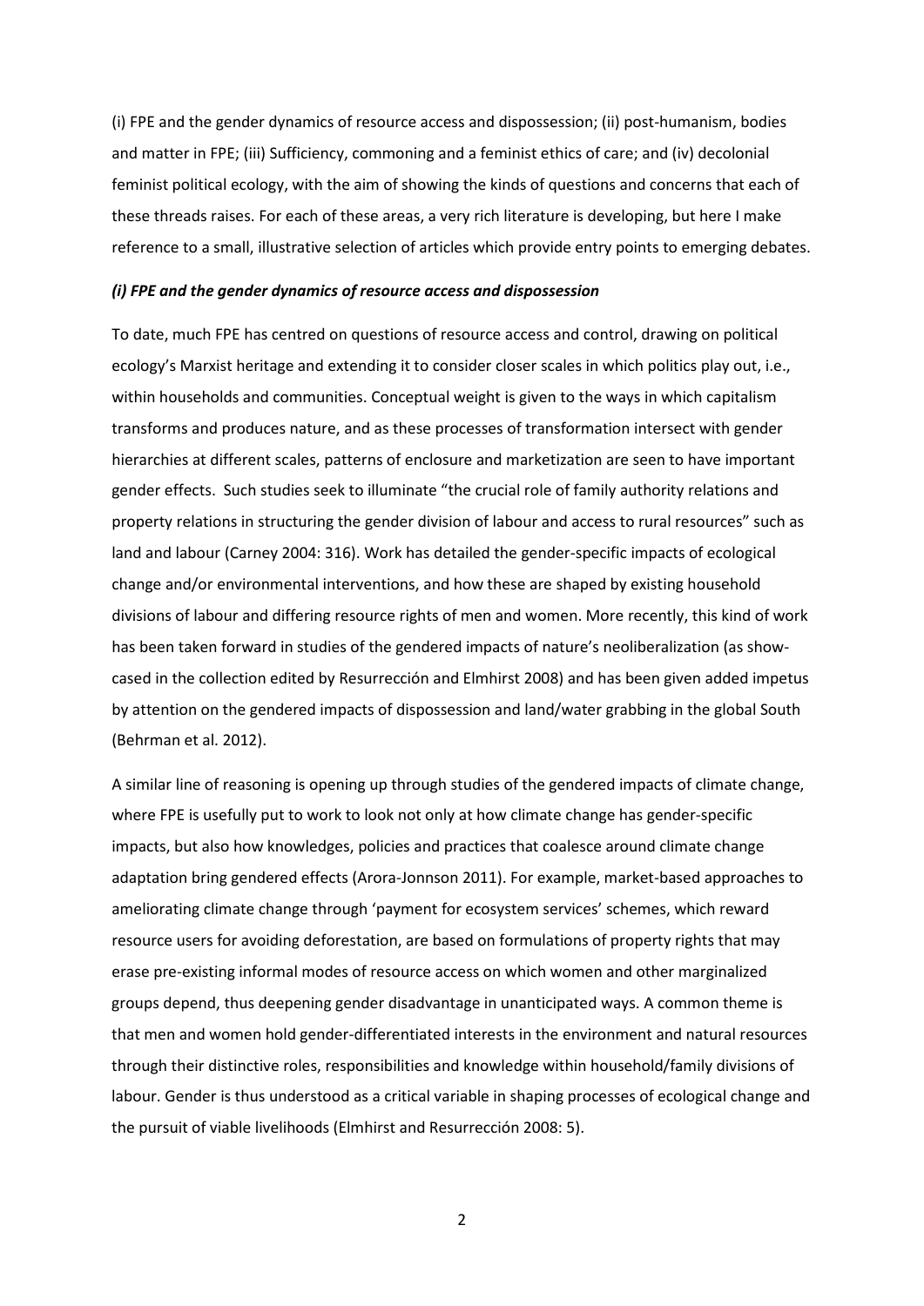(i) FPE and the gender dynamics of resource access and dispossession; (ii) post-humanism, bodies and matter in FPE; (iii) Sufficiency, commoning and a feminist ethics of care; and (iv) decolonial feminist political ecology, with the aim of showing the kinds of questions and concerns that each of these threads raises. For each of these areas, a very rich literature is developing, but here I make reference to a small, illustrative selection of articles which provide entry points to emerging debates.

### *(i) FPE and the gender dynamics of resource access and dispossession*

To date, much FPE has centred on questions of resource access and control, drawing on political ecology's Marxist heritage and extending it to consider closer scales in which politics play out, i.e., within households and communities. Conceptual weight is given to the ways in which capitalism transforms and produces nature, and as these processes of transformation intersect with gender hierarchies at different scales, patterns of enclosure and marketization are seen to have important gender effects. Such studies seek to illuminate "the crucial role of family authority relations and property relations in structuring the gender division of labour and access to rural resources" such as land and labour (Carney 2004: 316). Work has detailed the gender-specific impacts of ecological change and/or environmental interventions, and how these are shaped by existing household divisions of labour and differing resource rights of men and women. More recently, this kind of work has been taken forward in studies of the gendered impacts of nature's neoliberalization (as show-cased in the collection edited by Resurrección and Elmhirst 2008) and has been given added impetus by attention on the gendered impacts of dispossession and land/water grabbing in the global South (Behrman et al. 2012).

A similar line of reasoning is opening up through studies of the gendered impacts of climate change, where FPE is usefully put to work to look not only at how climate change has gender-specific impacts, but also how knowledges, policies and practices that coalesce around climate change adaptation bring gendered effects (Arora-Jonnson 2011). For example, market-based approaches to ameliorating climate change through 'payment for ecosystem services' schemes, which reward resource users for avoiding deforestation, are based on formulations of property rights that may erase pre-existing informal modes of resource access on which women and other marginalized groups depend, thus deepening gender disadvantage in unanticipated ways. A common theme is that men and women hold gender-differentiated interests in the environment and natural resources through their distinctive roles, responsibilities and knowledge within household/family divisions of labour. Gender is thus understood as a critical variable in shaping processes of ecological change and the pursuit of viable livelihoods (Elmhirst and Resurrección 2008: 5).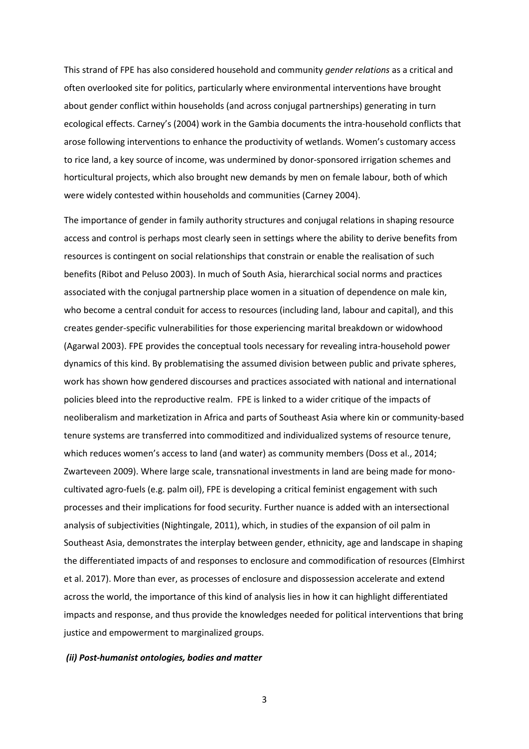This strand of FPE has also considered household and community *gender relations* as a critical and often overlooked site for politics, particularly where environmental interventions have brought about gender conflict within households (and across conjugal partnerships) generating in turn ecological effects. Carney's (2004) work in the Gambia documents the intra-household conflicts that arose following interventions to enhance the productivity of wetlands. Women's customary access to rice land, a key source of income, was undermined by donor-sponsored irrigation schemes and horticultural projects, which also brought new demands by men on female labour, both of which were widely contested within households and communities (Carney 2004).

The importance of gender in family authority structures and conjugal relations in shaping resource access and control is perhaps most clearly seen in settings where the ability to derive benefits from resources is contingent on social relationships that constrain or enable the realisation of such benefits (Ribot and Peluso 2003). In much of South Asia, hierarchical social norms and practices associated with the conjugal partnership place women in a situation of dependence on male kin, who become a central conduit for access to resources (including land, labour and capital), and this creates gender-specific vulnerabilities for those experiencing marital breakdown or widowhood (Agarwal 2003). FPE provides the conceptual tools necessary for revealing intra-household power dynamics of this kind. By problematising the assumed division between public and private spheres, work has shown how gendered discourses and practices associated with national and international policies bleed into the reproductive realm. FPE is linked to a wider critique of the impacts of neoliberalism and marketization in Africa and parts of Southeast Asia where kin or community-based tenure systems are transferred into commoditized and individualized systems of resource tenure, which reduces women's access to land (and water) as community members (Doss et al., 2014; Zwarteveen 2009). Where large scale, transnational investments in land are being made for mono-cultivated agro-fuels (e.g. palm oil), FPE is developing a critical feminist engagement with such processes and their implications for food security. Further nuance is added with an intersectional analysis of subjectivities (Nightingale, 2011), which, in studies of the expansion of oil palm in Southeast Asia, demonstrates the interplay between gender, ethnicity, age and landscape in shaping the differentiated impacts of and responses to enclosure and commodification of resources (Elmhirst et al. 2017). More than ever, as processes of enclosure and dispossession accelerate and extend across the world, the importance of this kind of analysis lies in how it can highlight differentiated impacts and response, and thus provide the knowledges needed for political interventions that bring justice and empowerment to marginalized groups.

***(ii) Post-humanist ontologies, bodies and matter***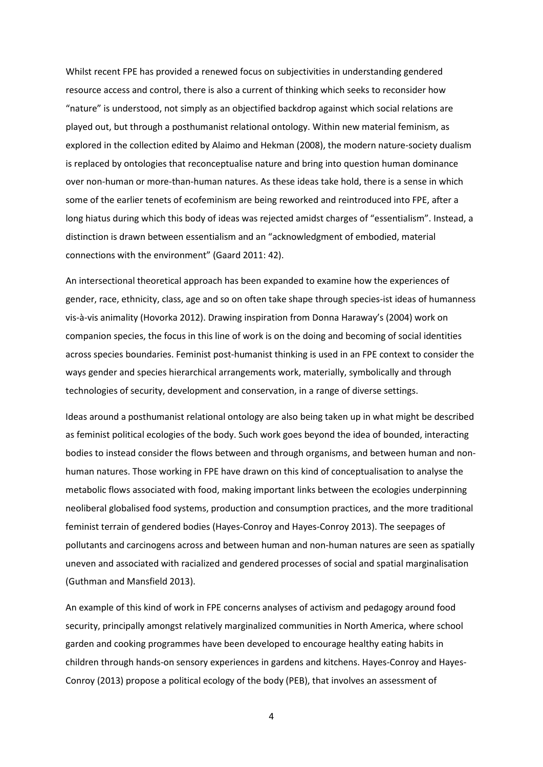Whilst recent FPE has provided a renewed focus on subjectivities in understanding gendered resource access and control, there is also a current of thinking which seeks to reconsider how "nature" is understood, not simply as an objectified backdrop against which social relations are played out, but through a posthumanist relational ontology. Within new material feminism, as explored in the collection edited by Alaimo and Hekman (2008), the modern nature-society dualism is replaced by ontologies that reconceptualise nature and bring into question human dominance over non-human or more-than-human natures. As these ideas take hold, there is a sense in which some of the earlier tenets of ecofeminism are being reworked and reintroduced into FPE, after a long hiatus during which this body of ideas was rejected amidst charges of "essentialism". Instead, a distinction is drawn between essentialism and an "acknowledgment of embodied, material connections with the environment" (Gaard 2011: 42).

An intersectional theoretical approach has been expanded to examine how the experiences of gender, race, ethnicity, class, age and so on often take shape through species-ist ideas of humanness vis-à-vis animality (Hovorka 2012). Drawing inspiration from Donna Haraway's (2004) work on companion species, the focus in this line of work is on the doing and becoming of social identities across species boundaries. Feminist post-humanist thinking is used in an FPE context to consider the ways gender and species hierarchical arrangements work, materially, symbolically and through technologies of security, development and conservation, in a range of diverse settings.

Ideas around a posthumanist relational ontology are also being taken up in what might be described as feminist political ecologies of the body. Such work goes beyond the idea of bounded, interacting bodies to instead consider the flows between and through organisms, and between human and non-human natures. Those working in FPE have drawn on this kind of conceptualisation to analyse the metabolic flows associated with food, making important links between the ecologies underpinning neoliberal globalised food systems, production and consumption practices, and the more traditional feminist terrain of gendered bodies (Hayes-Conroy and Hayes-Conroy 2013). The seepages of pollutants and carcinogens across and between human and non-human natures are seen as spatially uneven and associated with racialized and gendered processes of social and spatial marginalisation (Guthman and Mansfield 2013).

An example of this kind of work in FPE concerns analyses of activism and pedagogy around food security, principally amongst relatively marginalized communities in North America, where school garden and cooking programmes have been developed to encourage healthy eating habits in children through hands-on sensory experiences in gardens and kitchens. Hayes-Conroy and Hayes-Conroy (2013) propose a political ecology of the body (PEB), that involves an assessment of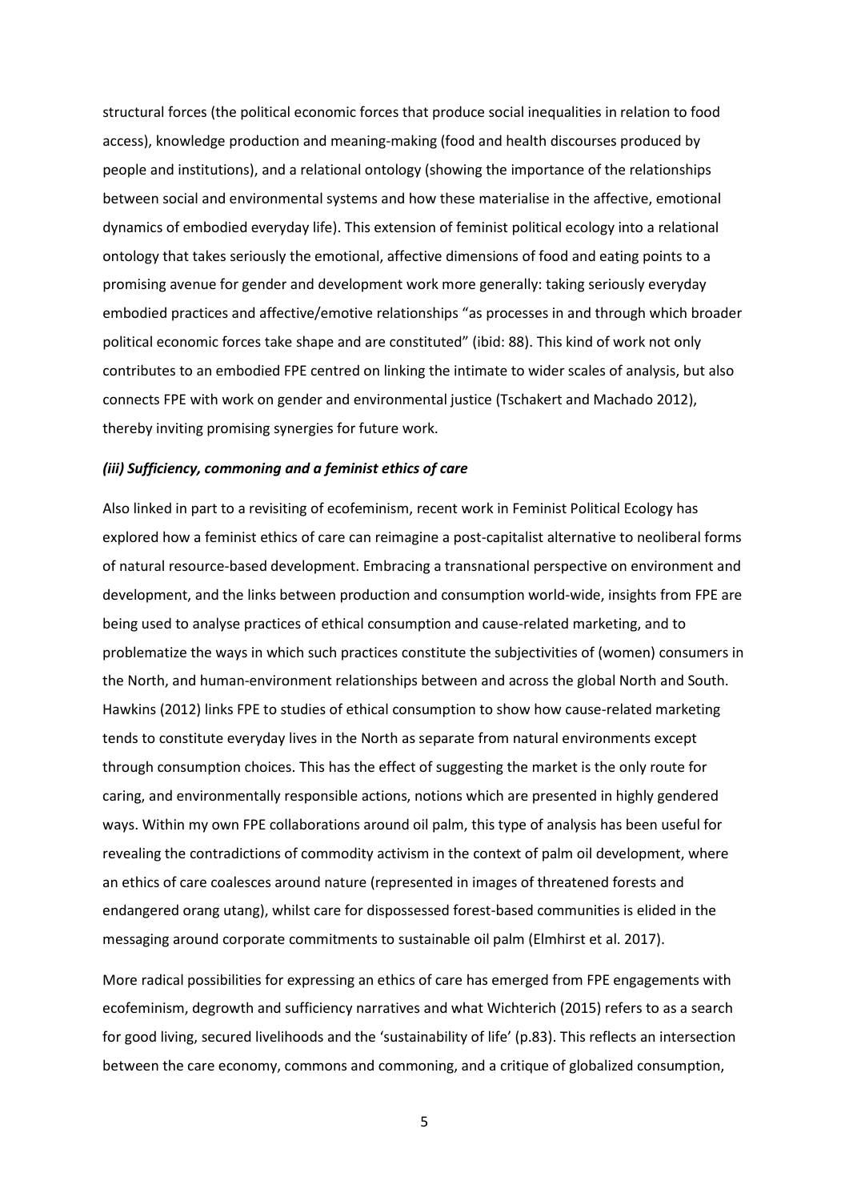structural forces (the political economic forces that produce social inequalities in relation to food access), knowledge production and meaning-making (food and health discourses produced by people and institutions), and a relational ontology (showing the importance of the relationships between social and environmental systems and how these materialise in the affective, emotional dynamics of embodied everyday life). This extension of feminist political ecology into a relational ontology that takes seriously the emotional, affective dimensions of food and eating points to a promising avenue for gender and development work more generally: taking seriously everyday embodied practices and affective/emotive relationships "as processes in and through which broader political economic forces take shape and are constituted" (ibid: 88). This kind of work not only contributes to an embodied FPE centred on linking the intimate to wider scales of analysis, but also connects FPE with work on gender and environmental justice (Tschakert and Machado 2012), thereby inviting promising synergies for future work.

### *(iii) Sufficiency, commoning and a feminist ethics of care*

Also linked in part to a revisiting of ecofeminism, recent work in Feminist Political Ecology has explored how a feminist ethics of care can reimagine a post-capitalist alternative to neoliberal forms of natural resource-based development. Embracing a transnational perspective on environment and development, and the links between production and consumption world-wide, insights from FPE are being used to analyse practices of ethical consumption and cause-related marketing, and to problematize the ways in which such practices constitute the subjectivities of (women) consumers in the North, and human-environment relationships between and across the global North and South. Hawkins (2012) links FPE to studies of ethical consumption to show how cause-related marketing tends to constitute everyday lives in the North as separate from natural environments except through consumption choices. This has the effect of suggesting the market is the only route for caring, and environmentally responsible actions, notions which are presented in highly gendered ways. Within my own FPE collaborations around oil palm, this type of analysis has been useful for revealing the contradictions of commodity activism in the context of palm oil development, where an ethics of care coalesces around nature (represented in images of threatened forests and endangered orang utang), whilst care for dispossessed forest-based communities is elided in the messaging around corporate commitments to sustainable oil palm (Elmhirst et al. 2017).

More radical possibilities for expressing an ethics of care has emerged from FPE engagements with ecofeminism, degrowth and sufficiency narratives and what Wichterich (2015) refers to as a search for good living, secured livelihoods and the 'sustainability of life' (p.83). This reflects an intersection between the care economy, commons and commoning, and a critique of globalized consumption,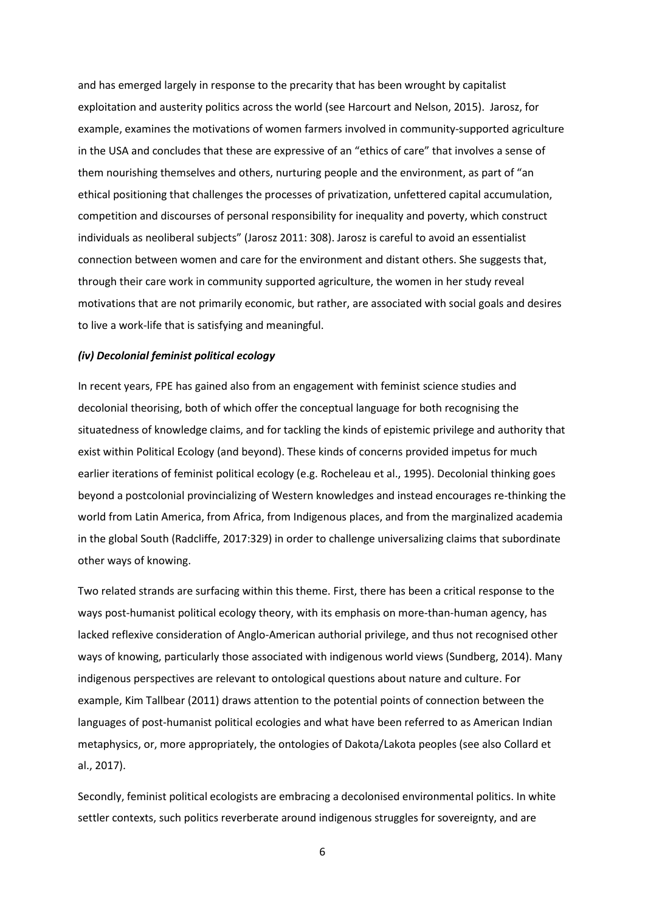and has emerged largely in response to the precarity that has been wrought by capitalist exploitation and austerity politics across the world (see Harcourt and Nelson, 2015). Jarosz, for example, examines the motivations of women farmers involved in community-supported agriculture in the USA and concludes that these are expressive of an "ethics of care" that involves a sense of them nourishing themselves and others, nurturing people and the environment, as part of "an ethical positioning that challenges the processes of privatization, unfettered capital accumulation, competition and discourses of personal responsibility for inequality and poverty, which construct individuals as neoliberal subjects" (Jarosz 2011: 308). Jarosz is careful to avoid an essentialist connection between women and care for the environment and distant others. She suggests that, through their care work in community supported agriculture, the women in her study reveal motivations that are not primarily economic, but rather, are associated with social goals and desires to live a work-life that is satisfying and meaningful.

### *(iv) Decolonial feminist political ecology*

In recent years, FPE has gained also from an engagement with feminist science studies and decolonial theorising, both of which offer the conceptual language for both recognising the situatedness of knowledge claims, and for tackling the kinds of epistemic privilege and authority that exist within Political Ecology (and beyond). These kinds of concerns provided impetus for much earlier iterations of feminist political ecology (e.g. Rocheleau et al., 1995). Decolonial thinking goes beyond a postcolonial provincializing of Western knowledges and instead encourages re-thinking the world from Latin America, from Africa, from Indigenous places, and from the marginalized academia in the global South (Radcliffe, 2017:329) in order to challenge universalizing claims that subordinate other ways of knowing.

Two related strands are surfacing within this theme. First, there has been a critical response to the ways post-humanist political ecology theory, with its emphasis on more-than-human agency, has lacked reflexive consideration of Anglo-American authorial privilege, and thus not recognised other ways of knowing, particularly those associated with indigenous world views (Sundberg, 2014). Many indigenous perspectives are relevant to ontological questions about nature and culture. For example, Kim Tallbear (2011) draws attention to the potential points of connection between the languages of post-humanist political ecologies and what have been referred to as American Indian metaphysics, or, more appropriately, the ontologies of Dakota/Lakota peoples (see also Collard et al., 2017).

Secondly, feminist political ecologists are embracing a decolonised environmental politics. In white settler contexts, such politics reverberate around indigenous struggles for sovereignty, and are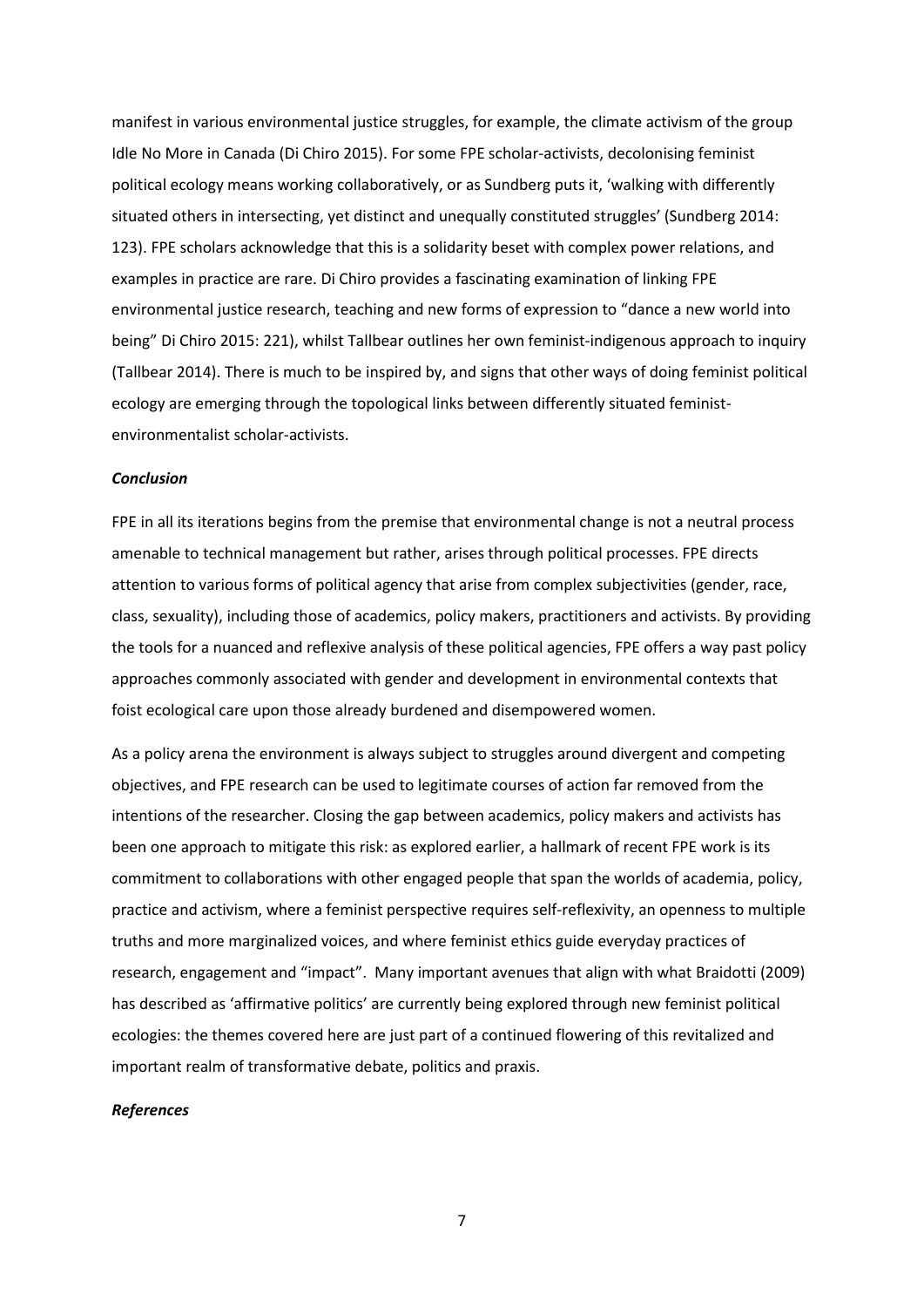manifest in various environmental justice struggles, for example, the climate activism of the group Idle No More in Canada (Di Chiro 2015). For some FPE scholar-activists, decolonising feminist political ecology means working collaboratively, or as Sundberg puts it, 'walking with differently situated others in intersecting, yet distinct and unequally constituted struggles' (Sundberg 2014: 123). FPE scholars acknowledge that this is a solidarity beset with complex power relations, and examples in practice are rare. Di Chiro provides a fascinating examination of linking FPE environmental justice research, teaching and new forms of expression to "dance a new world into being" Di Chiro 2015: 221), whilst Tallbear outlines her own feminist-indigenous approach to inquiry (Tallbear 2014). There is much to be inspired by, and signs that other ways of doing feminist political ecology are emerging through the topological links between differently situated feminist-environmentalist scholar-activists.

***Conclusion***

FPE in all its iterations begins from the premise that environmental change is not a neutral process amenable to technical management but rather, arises through political processes. FPE directs attention to various forms of political agency that arise from complex subjectivities (gender, race, class, sexuality), including those of academics, policy makers, practitioners and activists. By providing the tools for a nuanced and reflexive analysis of these political agencies, FPE offers a way past policy approaches commonly associated with gender and development in environmental contexts that foist ecological care upon those already burdened and disempowered women.

As a policy arena the environment is always subject to struggles around divergent and competing objectives, and FPE research can be used to legitimate courses of action far removed from the intentions of the researcher. Closing the gap between academics, policy makers and activists has been one approach to mitigate this risk: as explored earlier, a hallmark of recent FPE work is its commitment to collaborations with other engaged people that span the worlds of academia, policy, practice and activism, where a feminist perspective requires self-reflexivity, an openness to multiple truths and more marginalized voices, and where feminist ethics guide everyday practices of research, engagement and "impact". Many important avenues that align with what Braidotti (2009) has described as 'affirmative politics' are currently being explored through new feminist political ecologies: the themes covered here are just part of a continued flowering of this revitalized and important realm of transformative debate, politics and praxis.

***References***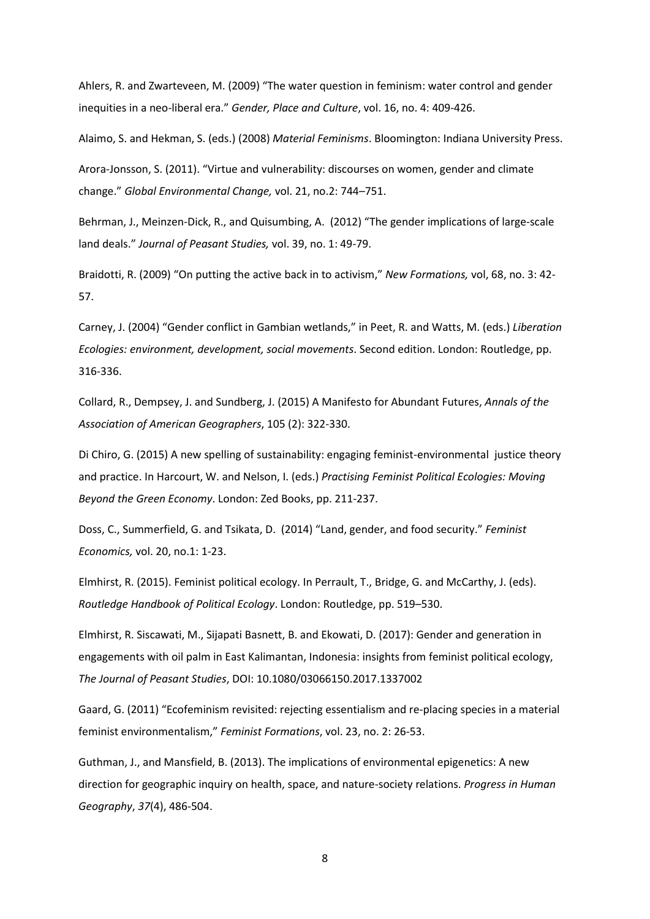Ahlers, R. and Zwarteveen, M. (2009) "The water question in feminism: water control and gender inequities in a neo-liberal era." *Gender, Place and Culture*, vol. 16, no. 4: 409-426.

Alaimo, S. and Hekman, S. (eds.) (2008) *Material Feminisms*. Bloomington: Indiana University Press.

Arora-Jonsson, S. (2011). "Virtue and vulnerability: discourses on women, gender and climate change." *Global Environmental Change,* vol. 21, no.2: 744–751.

Behrman, J., Meinzen-Dick, R., and Quisumbing, A. (2012) "The gender implications of large-scale land deals." *Journal of Peasant Studies,* vol. 39, no. 1: 49-79.

Braidotti, R. (2009) "On putting the active back in to activism," *New Formations,* vol, 68, no. 3: 42-57.

Carney, J. (2004) "Gender conflict in Gambian wetlands," in Peet, R. and Watts, M. (eds.) *Liberation Ecologies: environment, development, social movements*. Second edition. London: Routledge, pp. 316-336.

Collard, R., Dempsey, J. and Sundberg, J. (2015) A Manifesto for Abundant Futures, *Annals of the Association of American Geographers*, 105 (2): 322-330.

Di Chiro, G. (2015) A new spelling of sustainability: engaging feminist-environmental justice theory and practice. In Harcourt, W. and Nelson, I. (eds.) *Practising Feminist Political Ecologies: Moving Beyond the Green Economy*. London: Zed Books, pp. 211-237.

Doss, C., Summerfield, G. and Tsikata, D. (2014) "Land, gender, and food security." *Feminist Economics,* vol. 20, no.1: 1-23.

Elmhirst, R. (2015). Feminist political ecology. In Perrault, T., Bridge, G. and McCarthy, J. (eds). *Routledge Handbook of Political Ecology*. London: Routledge, pp. 519–530.

Elmhirst, R. Siscawati, M., Sijapati Basnett, B. and Ekowati, D. (2017): Gender and generation in engagements with oil palm in East Kalimantan, Indonesia: insights from feminist political ecology, *The Journal of Peasant Studies*, DOI: 10.1080/03066150.2017.1337002

Gaard, G. (2011) "Ecofeminism revisited: rejecting essentialism and re-placing species in a material feminist environmentalism," *Feminist Formations*, vol. 23, no. 2: 26-53.

Guthman, J., and Mansfield, B. (2013). The implications of environmental epigenetics: A new direction for geographic inquiry on health, space, and nature-society relations. *Progress in Human Geography*, *37*(4), 486-504.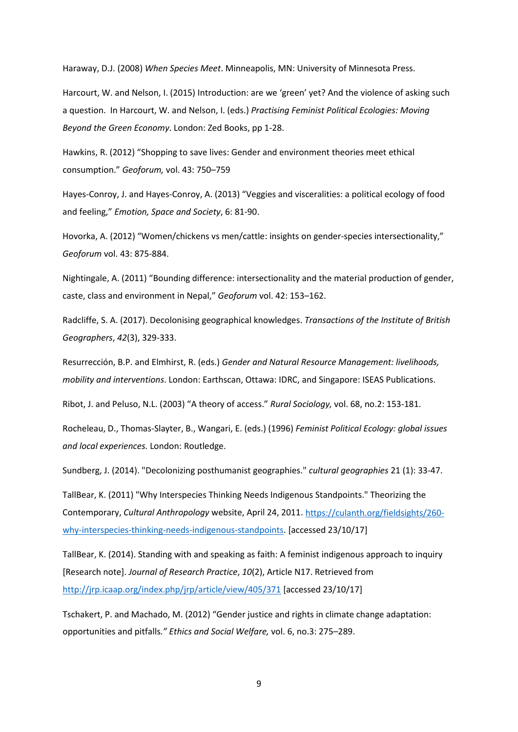Haraway, D.J. (2008) *When Species Meet*. Minneapolis, MN: University of Minnesota Press.

Harcourt, W. and Nelson, I. (2015) Introduction: are we 'green' yet? And the violence of asking such a question. In Harcourt, W. and Nelson, I. (eds.) *Practising Feminist Political Ecologies: Moving Beyond the Green Economy*. London: Zed Books, pp 1-28.

Hawkins, R. (2012) "Shopping to save lives: Gender and environment theories meet ethical consumption." *Geoforum,* vol. 43: 750–759

Hayes-Conroy, J. and Hayes-Conroy, A. (2013) "Veggies and visceralities: a political ecology of food and feeling," *Emotion, Space and Society*, 6: 81-90.

Hovorka, A. (2012) "Women/chickens vs men/cattle: insights on gender-species intersectionality," *Geoforum* vol. 43: 875-884.

Nightingale, A. (2011) "Bounding difference: intersectionality and the material production of gender, caste, class and environment in Nepal," *Geoforum* vol. 42: 153–162.

Radcliffe, S. A. (2017). Decolonising geographical knowledges. *Transactions of the Institute of British Geographers*, *42*(3), 329-333.

Resurrección, B.P. and Elmhirst, R. (eds.) *Gender and Natural Resource Management: livelihoods, mobility and interventions*. London: Earthscan, Ottawa: IDRC, and Singapore: ISEAS Publications.

Ribot, J. and Peluso, N.L. (2003) "A theory of access." *Rural Sociology,* vol. 68, no.2: 153-181.

Rocheleau, D., Thomas-Slayter, B., Wangari, E. (eds.) (1996) *Feminist Political Ecology: global issues and local experiences.* London: Routledge.

Sundberg, J. (2014). "Decolonizing posthumanist geographies." *cultural geographies* 21 (1): 33-47.

TallBear, K. (2011) "Why Interspecies Thinking Needs Indigenous Standpoints." Theorizing the Contemporary, *Cultural Anthropology* website, April 24, 2011. https://culanth.org/fieldsights/260-why-interspecies-thinking-needs-indigenous-standpoints. [accessed 23/10/17]

TallBear, K. (2014). Standing with and speaking as faith: A feminist indigenous approach to inquiry [Research note]. *Journal of Research Practice*, *10*(2), Article N17. Retrieved from http://jrp.icaap.org/index.php/jrp/article/view/405/371 [accessed 23/10/17]

Tschakert, P. and Machado, M. (2012) "Gender justice and rights in climate change adaptation: opportunities and pitfalls*." Ethics and Social Welfare,* vol. 6, no.3: 275–289.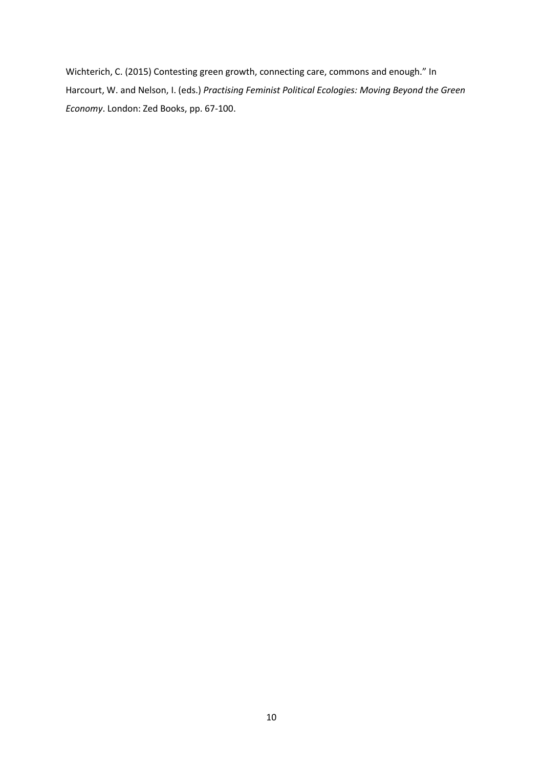Wichterich, C. (2015) Contesting green growth, connecting care, commons and enough." In Harcourt, W. and Nelson, I. (eds.) *Practising Feminist Political Ecologies: Moving Beyond the Green Economy*. London: Zed Books, pp. 67-100.